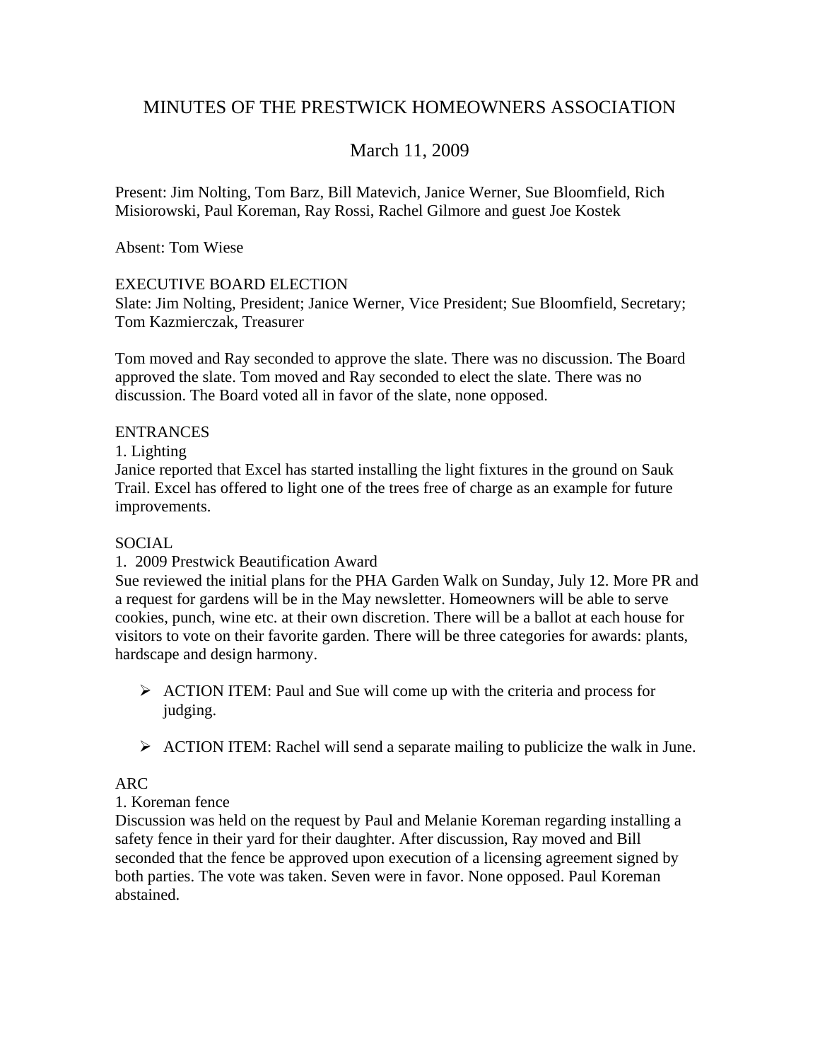# MINUTES OF THE PRESTWICK HOMEOWNERS ASSOCIATION

## March 11, 2009

Present: Jim Nolting, Tom Barz, Bill Matevich, Janice Werner, Sue Bloomfield, Rich Misiorowski, Paul Koreman, Ray Rossi, Rachel Gilmore and guest Joe Kostek

Absent: Tom Wiese

EXECUTIVE BOARD ELECTION

Slate: Jim Nolting, President; Janice Werner, Vice President; Sue Bloomfield, Secretary; Tom Kazmierczak, Treasurer

Tom moved and Ray seconded to approve the slate. There was no discussion. The Board approved the slate. Tom moved and Ray seconded to elect the slate. There was no discussion. The Board voted all in favor of the slate, none opposed.

ENTRANCES

1. Lighting

Janice reported that Excel has started installing the light fixtures in the ground on Sauk Trail. Excel has offered to light one of the trees free of charge as an example for future improvements.

SOCIAL

1. 2009 Prestwick Beautification Award

Sue reviewed the initial plans for the PHA Garden Walk on Sunday, July 12. More PR and a request for gardens will be in the May newsletter. Homeowners will be able to serve cookies, punch, wine etc. at their own discretion. There will be a ballot at each house for visitors to vote on their favorite garden. There will be three categories for awards: plants, hardscape and design harmony.

- ACTION ITEM: Paul and Sue will come up with the criteria and process for judging.
- ACTION ITEM: Rachel will send a separate mailing to publicize the walk in June.

ARC

1. Koreman fence

Discussion was held on the request by Paul and Melanie Koreman regarding installing a safety fence in their yard for their daughter. After discussion, Ray moved and Bill seconded that the fence be approved upon execution of a licensing agreement signed by both parties. The vote was taken. Seven were in favor. None opposed. Paul Koreman abstained.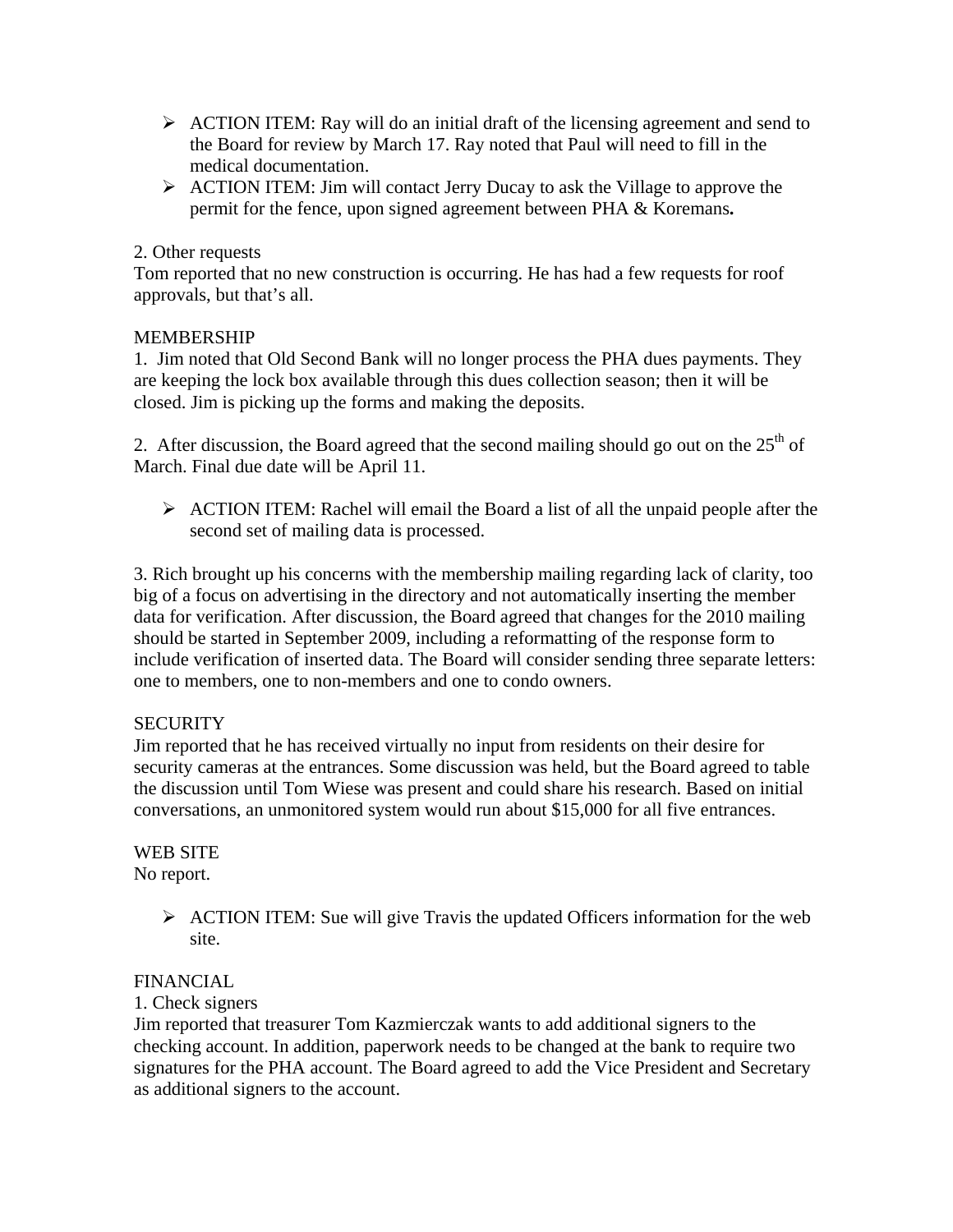- ACTION ITEM: Ray will do an initial draft of the licensing agreement and send to the Board for review by March 17. Ray noted that Paul will need to fill in the medical documentation.
- ACTION ITEM: Jim will contact Jerry Ducay to ask the Village to approve the permit for the fence, upon signed agreement between PHA & Koremans**.**

2. Other requests
Tom reported that no new construction is occurring. He has had a few requests for roof approvals, but that's all.

MEMBERSHIP
1. Jim noted that Old Second Bank will no longer process the PHA dues payments. They are keeping the lock box available through this dues collection season; then it will be closed. Jim is picking up the forms and making the deposits.

2. After discussion, the Board agreed that the second mailing should go out on the 25th of March. Final due date will be April 11.

- ACTION ITEM: Rachel will email the Board a list of all the unpaid people after the second set of mailing data is processed.

3. Rich brought up his concerns with the membership mailing regarding lack of clarity, too big of a focus on advertising in the directory and not automatically inserting the member data for verification. After discussion, the Board agreed that changes for the 2010 mailing should be started in September 2009, including a reformatting of the response form to include verification of inserted data. The Board will consider sending three separate letters: one to members, one to non-members and one to condo owners.

SECURITY
Jim reported that he has received virtually no input from residents on their desire for security cameras at the entrances. Some discussion was held, but the Board agreed to table the discussion until Tom Wiese was present and could share his research. Based on initial conversations, an unmonitored system would run about $15,000 for all five entrances.

WEB SITE
No report.

- ACTION ITEM: Sue will give Travis the updated Officers information for the web site.

FINANCIAL
1. Check signers
Jim reported that treasurer Tom Kazmierczak wants to add additional signers to the checking account. In addition, paperwork needs to be changed at the bank to require two signatures for the PHA account. The Board agreed to add the Vice President and Secretary as additional signers to the account.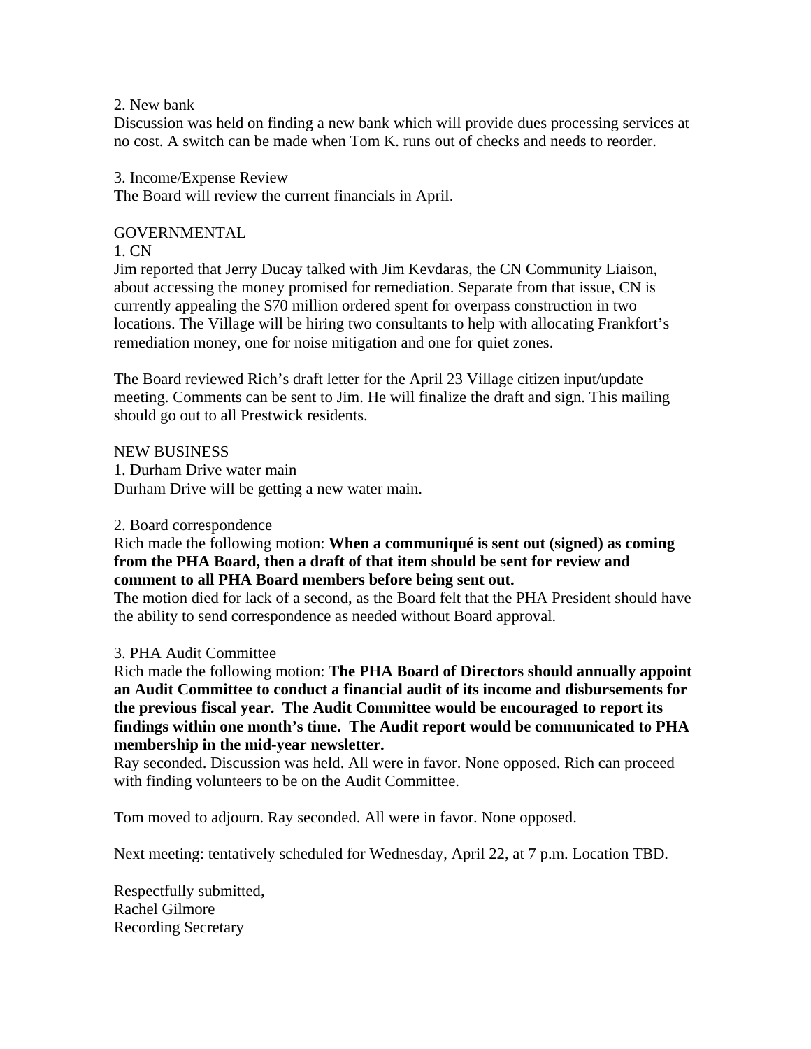2. New bank
Discussion was held on finding a new bank which will provide dues processing services at no cost. A switch can be made when Tom K. runs out of checks and needs to reorder.

3. Income/Expense Review
The Board will review the current financials in April.

GOVERNMENTAL
1. CN
Jim reported that Jerry Ducay talked with Jim Kevdaras, the CN Community Liaison, about accessing the money promised for remediation. Separate from that issue, CN is currently appealing the $70 million ordered spent for overpass construction in two locations. The Village will be hiring two consultants to help with allocating Frankfort's remediation money, one for noise mitigation and one for quiet zones.

The Board reviewed Rich's draft letter for the April 23 Village citizen input/update meeting. Comments can be sent to Jim. He will finalize the draft and sign. This mailing should go out to all Prestwick residents.

NEW BUSINESS
1. Durham Drive water main
Durham Drive will be getting a new water main.

2. Board correspondence
Rich made the following motion: **When a communiqué is sent out (signed) as coming from the PHA Board, then a draft of that item should be sent for review and comment to all PHA Board members before being sent out.**
The motion died for lack of a second, as the Board felt that the PHA President should have the ability to send correspondence as needed without Board approval.

3. PHA Audit Committee
Rich made the following motion: **The PHA Board of Directors should annually appoint an Audit Committee to conduct a financial audit of its income and disbursements for the previous fiscal year. The Audit Committee would be encouraged to report its findings within one month's time. The Audit report would be communicated to PHA membership in the mid-year newsletter.**
Ray seconded. Discussion was held. All were in favor. None opposed. Rich can proceed with finding volunteers to be on the Audit Committee.

Tom moved to adjourn. Ray seconded. All were in favor. None opposed.

Next meeting: tentatively scheduled for Wednesday, April 22, at 7 p.m. Location TBD.

Respectfully submitted,
Rachel Gilmore
Recording Secretary